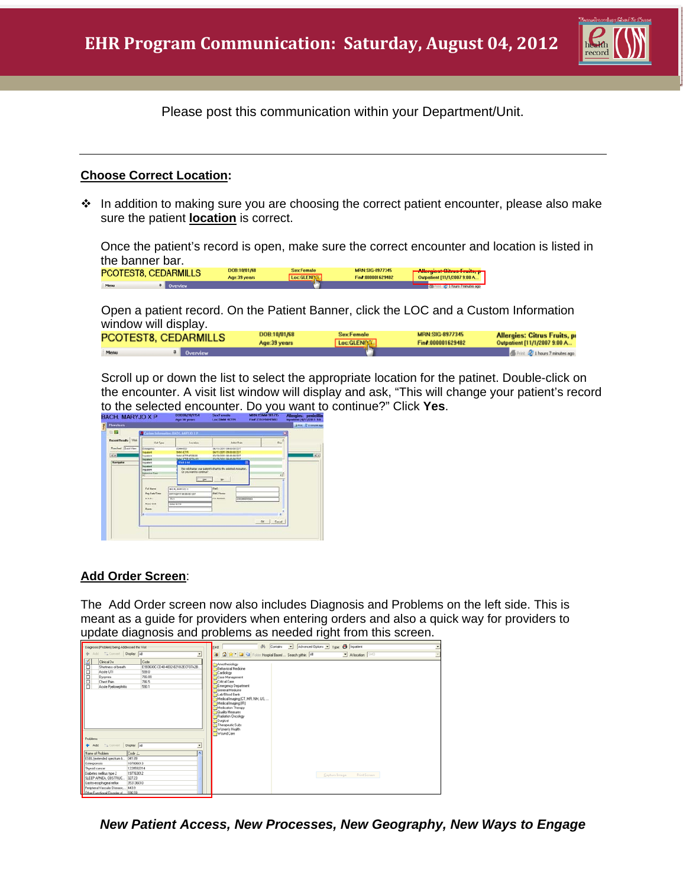# EHR Program Communication: Saturday, August 04, 2012

Please post this communication within your Department/Unit.

---

## Choose Correct Location:

❖ In addition to making sure you are choosing the correct patient encounter, please also make sure the patient **location** is correct.

Once the patient's record is open, make sure the correct encounter and location is listed in the banner bar.

Open a patient record. On the Patient Banner, click the LOC and a Custom Information window will display.

Scroll up or down the list to select the appropriate location for the patinet. Double-click on the encounter. A visit list window will display and ask, "This will change your patient's record to the selected encounter. Do you want to continue?" Click **Yes**.

## Add Order Screen:

The Add Order screen now also includes Diagnosis and Problems on the left side. This is meant as a guide for providers when entering orders and also a quick way for providers to update diagnosis and problems as needed right from this screen.

***New Patient Access, New Processes, New Geography, New Ways to Engage***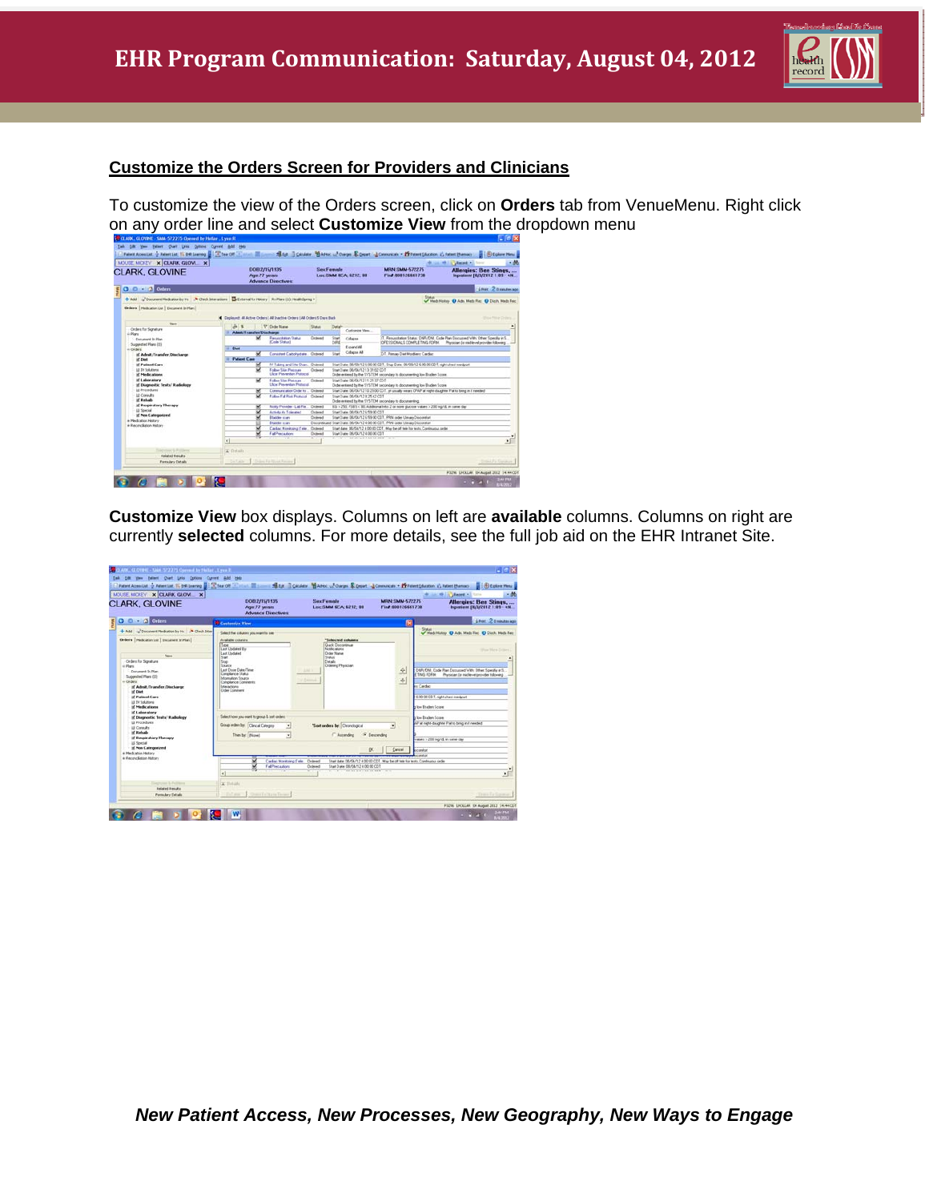## Customize the Orders Screen for Providers and Clinicians

To customize the view of the Orders screen, click on **Orders** tab from VenueMenu. Right click on any order line and select **Customize View** from the dropdown menu

**Customize View** box displays. Columns on left are **available** columns. Columns on right are currently **selected** columns. For more details, see the full job aid on the EHR Intranet Site.

***New Patient Access, New Processes, New Geography, New Ways to Engage***